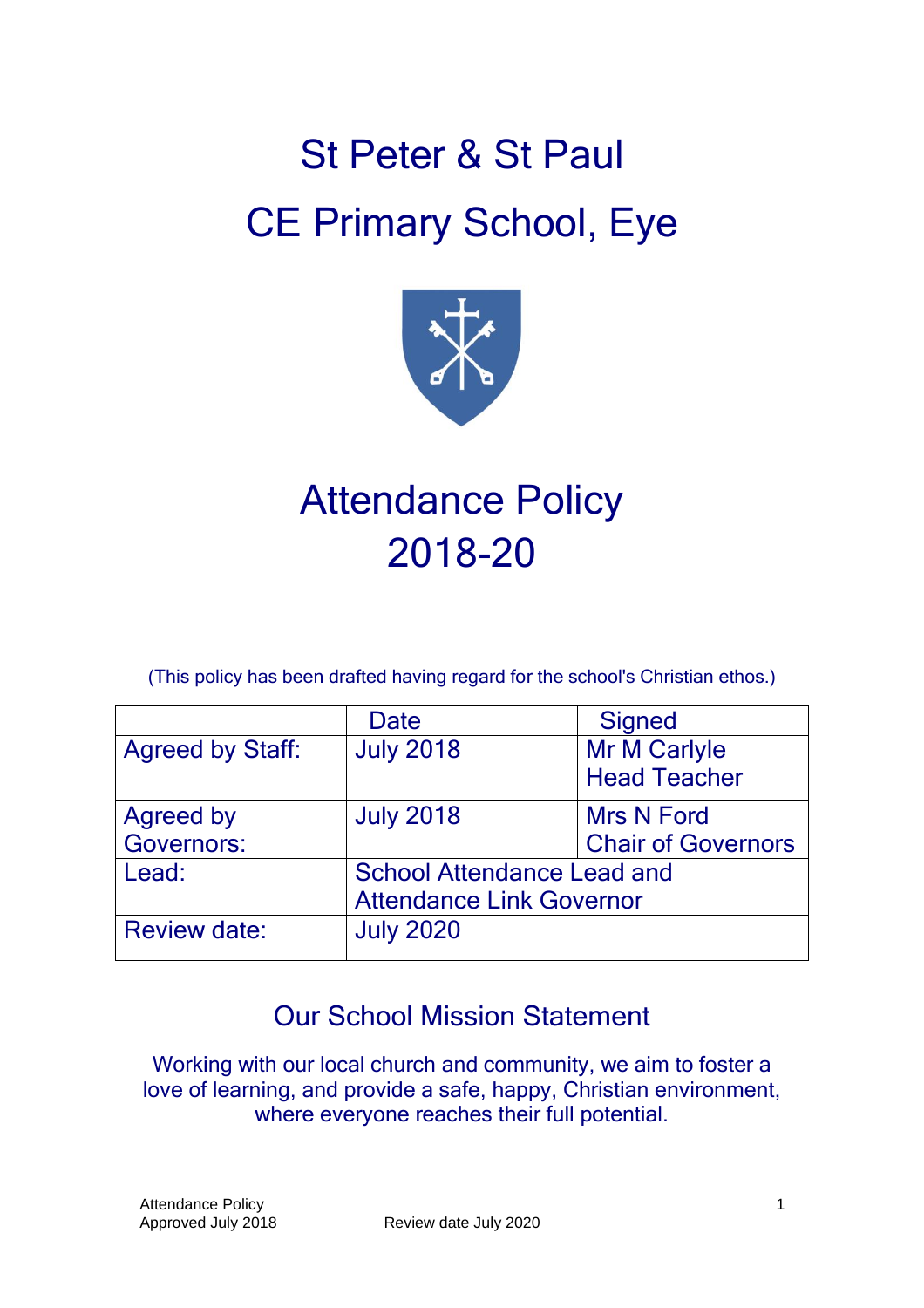# St Peter & St Paul
# CE Primary School, Eye

# Attendance Policy 2018-20

(This policy has been drafted having regard for the school's Christian ethos.)

| | Date | Signed |
|---|---|---|
| Agreed by Staff: | July 2018 | Mr M Carlyle<br>Head Teacher |
| Agreed by Governors: | July 2018 | Mrs N Ford<br>Chair of Governors |
| Lead: | School Attendance Lead and Attendance Link Governor | |
| Review date: | July 2020 | |

## Our School Mission Statement

Working with our local church and community, we aim to foster a love of learning, and provide a safe, happy, Christian environment, where everyone reaches their full potential.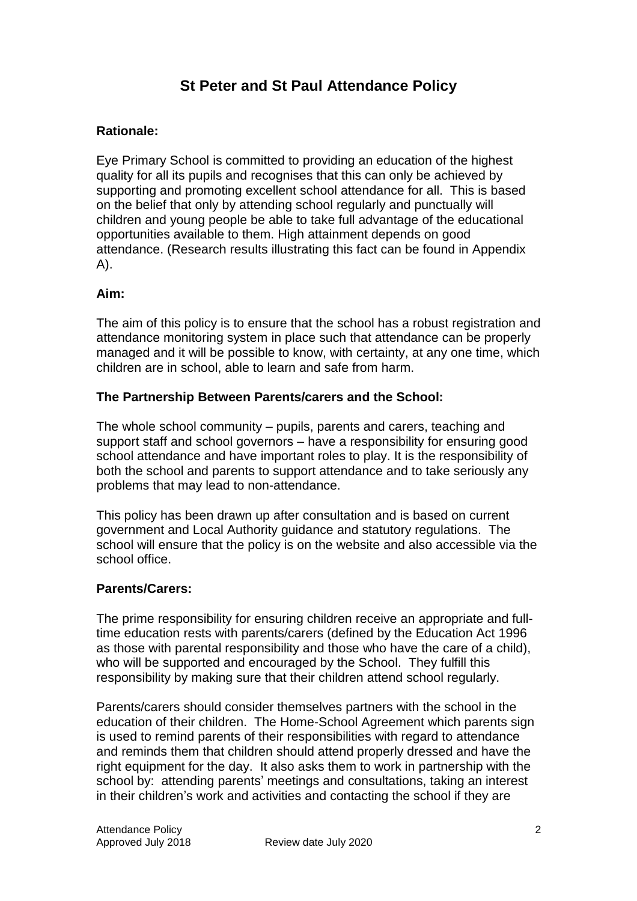# St Peter and St Paul Attendance Policy

**Rationale:**

Eye Primary School is committed to providing an education of the highest quality for all its pupils and recognises that this can only be achieved by supporting and promoting excellent school attendance for all. This is based on the belief that only by attending school regularly and punctually will children and young people be able to take full advantage of the educational opportunities available to them. High attainment depends on good attendance. (Research results illustrating this fact can be found in Appendix A).

**Aim:**

The aim of this policy is to ensure that the school has a robust registration and attendance monitoring system in place such that attendance can be properly managed and it will be possible to know, with certainty, at any one time, which children are in school, able to learn and safe from harm.

**The Partnership Between Parents/carers and the School:**

The whole school community – pupils, parents and carers, teaching and support staff and school governors – have a responsibility for ensuring good school attendance and have important roles to play. It is the responsibility of both the school and parents to support attendance and to take seriously any problems that may lead to non-attendance.

This policy has been drawn up after consultation and is based on current government and Local Authority guidance and statutory regulations. The school will ensure that the policy is on the website and also accessible via the school office.

**Parents/Carers:**

The prime responsibility for ensuring children receive an appropriate and full-time education rests with parents/carers (defined by the Education Act 1996 as those with parental responsibility and those who have the care of a child), who will be supported and encouraged by the School. They fulfill this responsibility by making sure that their children attend school regularly.

Parents/carers should consider themselves partners with the school in the education of their children. The Home-School Agreement which parents sign is used to remind parents of their responsibilities with regard to attendance and reminds them that children should attend properly dressed and have the right equipment for the day. It also asks them to work in partnership with the school by: attending parents' meetings and consultations, taking an interest in their children's work and activities and contacting the school if they are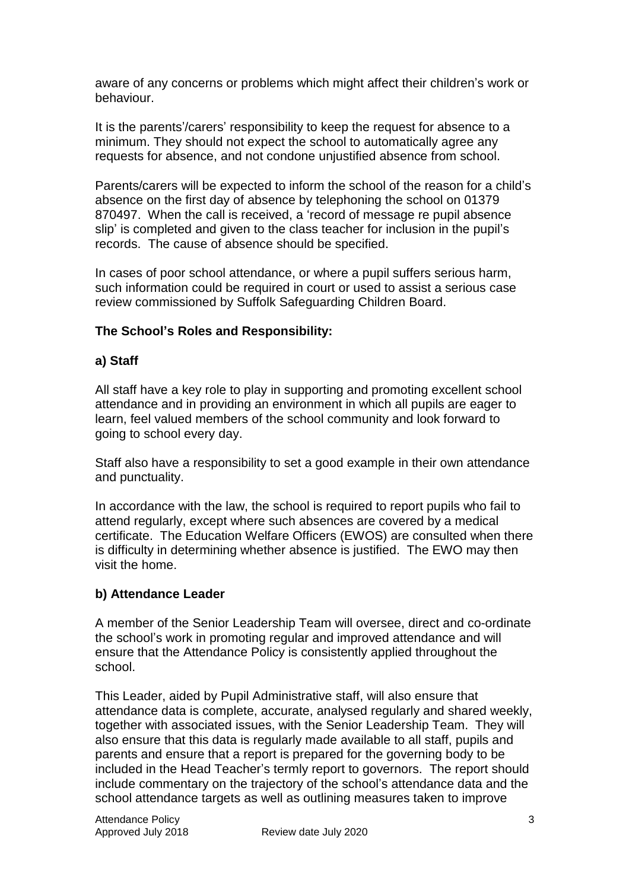aware of any concerns or problems which might affect their children's work or behaviour.

It is the parents'/carers' responsibility to keep the request for absence to a minimum. They should not expect the school to automatically agree any requests for absence, and not condone unjustified absence from school.

Parents/carers will be expected to inform the school of the reason for a child's absence on the first day of absence by telephoning the school on 01379 870497. When the call is received, a 'record of message re pupil absence slip' is completed and given to the class teacher for inclusion in the pupil's records. The cause of absence should be specified.

In cases of poor school attendance, or where a pupil suffers serious harm, such information could be required in court or used to assist a serious case review commissioned by Suffolk Safeguarding Children Board.

**The School's Roles and Responsibility:**

**a) Staff**

All staff have a key role to play in supporting and promoting excellent school attendance and in providing an environment in which all pupils are eager to learn, feel valued members of the school community and look forward to going to school every day.

Staff also have a responsibility to set a good example in their own attendance and punctuality.

In accordance with the law, the school is required to report pupils who fail to attend regularly, except where such absences are covered by a medical certificate. The Education Welfare Officers (EWOS) are consulted when there is difficulty in determining whether absence is justified. The EWO may then visit the home.

**b) Attendance Leader**

A member of the Senior Leadership Team will oversee, direct and co-ordinate the school's work in promoting regular and improved attendance and will ensure that the Attendance Policy is consistently applied throughout the school.

This Leader, aided by Pupil Administrative staff, will also ensure that attendance data is complete, accurate, analysed regularly and shared weekly, together with associated issues, with the Senior Leadership Team. They will also ensure that this data is regularly made available to all staff, pupils and parents and ensure that a report is prepared for the governing body to be included in the Head Teacher's termly report to governors. The report should include commentary on the trajectory of the school's attendance data and the school attendance targets as well as outlining measures taken to improve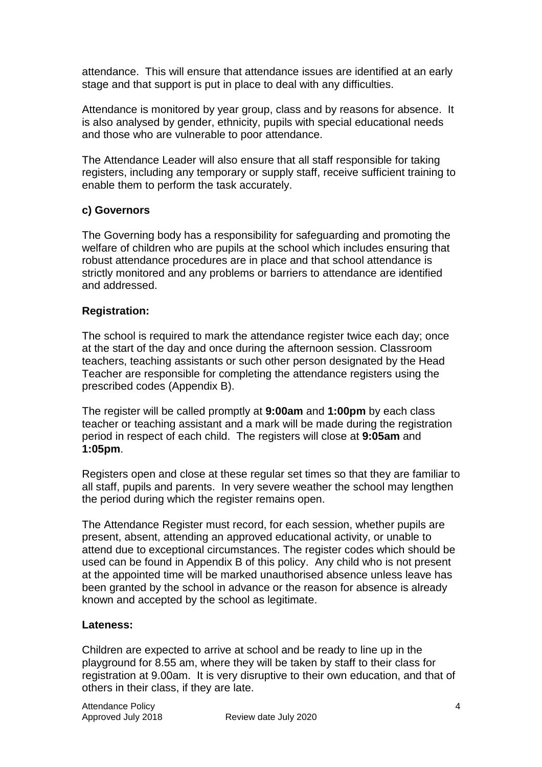attendance. This will ensure that attendance issues are identified at an early stage and that support is put in place to deal with any difficulties.

Attendance is monitored by year group, class and by reasons for absence. It is also analysed by gender, ethnicity, pupils with special educational needs and those who are vulnerable to poor attendance.

The Attendance Leader will also ensure that all staff responsible for taking registers, including any temporary or supply staff, receive sufficient training to enable them to perform the task accurately.

**c) Governors**

The Governing body has a responsibility for safeguarding and promoting the welfare of children who are pupils at the school which includes ensuring that robust attendance procedures are in place and that school attendance is strictly monitored and any problems or barriers to attendance are identified and addressed.

**Registration:**

The school is required to mark the attendance register twice each day; once at the start of the day and once during the afternoon session. Classroom teachers, teaching assistants or such other person designated by the Head Teacher are responsible for completing the attendance registers using the prescribed codes (Appendix B).

The register will be called promptly at **9:00am** and **1:00pm** by each class teacher or teaching assistant and a mark will be made during the registration period in respect of each child. The registers will close at **9:05am** and **1:05pm**.

Registers open and close at these regular set times so that they are familiar to all staff, pupils and parents. In very severe weather the school may lengthen the period during which the register remains open.

The Attendance Register must record, for each session, whether pupils are present, absent, attending an approved educational activity, or unable to attend due to exceptional circumstances. The register codes which should be used can be found in Appendix B of this policy. Any child who is not present at the appointed time will be marked unauthorised absence unless leave has been granted by the school in advance or the reason for absence is already known and accepted by the school as legitimate.

**Lateness:**

Children are expected to arrive at school and be ready to line up in the playground for 8.55 am, where they will be taken by staff to their class for registration at 9.00am. It is very disruptive to their own education, and that of others in their class, if they are late.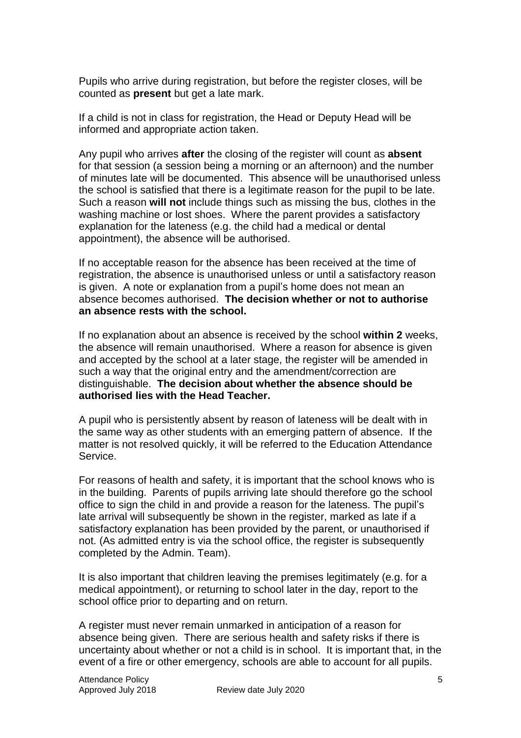Pupils who arrive during registration, but before the register closes, will be counted as **present** but get a late mark.

If a child is not in class for registration, the Head or Deputy Head will be informed and appropriate action taken.

Any pupil who arrives **after** the closing of the register will count as **absent** for that session (a session being a morning or an afternoon) and the number of minutes late will be documented. This absence will be unauthorised unless the school is satisfied that there is a legitimate reason for the pupil to be late. Such a reason **will not** include things such as missing the bus, clothes in the washing machine or lost shoes. Where the parent provides a satisfactory explanation for the lateness (e.g. the child had a medical or dental appointment), the absence will be authorised.

If no acceptable reason for the absence has been received at the time of registration, the absence is unauthorised unless or until a satisfactory reason is given. A note or explanation from a pupil's home does not mean an absence becomes authorised. **The decision whether or not to authorise an absence rests with the school.**

If no explanation about an absence is received by the school **within 2** weeks, the absence will remain unauthorised. Where a reason for absence is given and accepted by the school at a later stage, the register will be amended in such a way that the original entry and the amendment/correction are distinguishable. **The decision about whether the absence should be authorised lies with the Head Teacher.**

A pupil who is persistently absent by reason of lateness will be dealt with in the same way as other students with an emerging pattern of absence. If the matter is not resolved quickly, it will be referred to the Education Attendance Service.

For reasons of health and safety, it is important that the school knows who is in the building. Parents of pupils arriving late should therefore go the school office to sign the child in and provide a reason for the lateness. The pupil's late arrival will subsequently be shown in the register, marked as late if a satisfactory explanation has been provided by the parent, or unauthorised if not. (As admitted entry is via the school office, the register is subsequently completed by the Admin. Team).

It is also important that children leaving the premises legitimately (e.g. for a medical appointment), or returning to school later in the day, report to the school office prior to departing and on return.

A register must never remain unmarked in anticipation of a reason for absence being given. There are serious health and safety risks if there is uncertainty about whether or not a child is in school. It is important that, in the event of a fire or other emergency, schools are able to account for all pupils.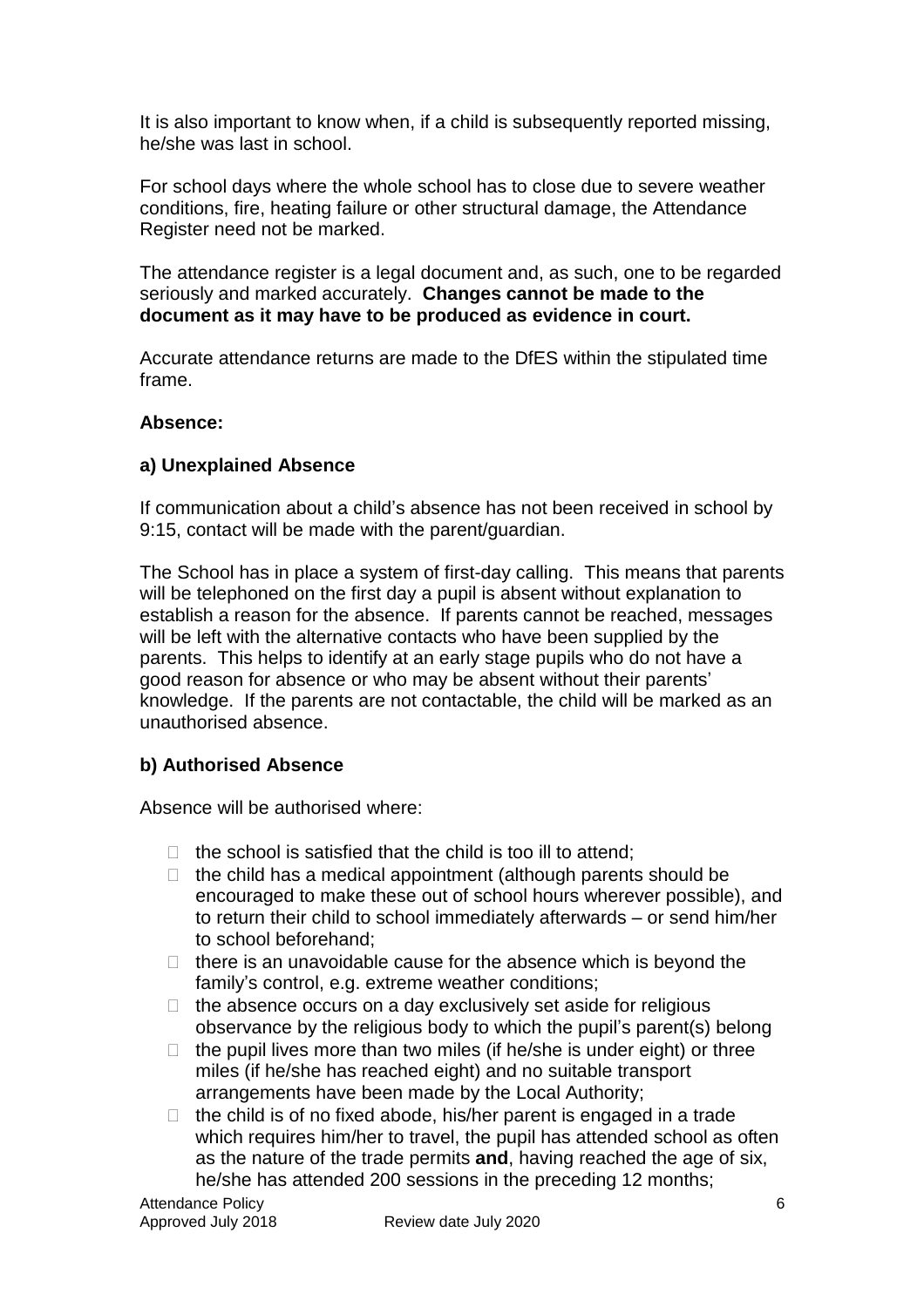It is also important to know when, if a child is subsequently reported missing, he/she was last in school.

For school days where the whole school has to close due to severe weather conditions, fire, heating failure or other structural damage, the Attendance Register need not be marked.

The attendance register is a legal document and, as such, one to be regarded seriously and marked accurately. **Changes cannot be made to the document as it may have to be produced as evidence in court.**

Accurate attendance returns are made to the DfES within the stipulated time frame.

**Absence:**

**a) Unexplained Absence**

If communication about a child's absence has not been received in school by 9:15, contact will be made with the parent/guardian.

The School has in place a system of first-day calling. This means that parents will be telephoned on the first day a pupil is absent without explanation to establish a reason for the absence. If parents cannot be reached, messages will be left with the alternative contacts who have been supplied by the parents. This helps to identify at an early stage pupils who do not have a good reason for absence or who may be absent without their parents' knowledge. If the parents are not contactable, the child will be marked as an unauthorised absence.

**b) Authorised Absence**

Absence will be authorised where:

- the school is satisfied that the child is too ill to attend;
- the child has a medical appointment (although parents should be encouraged to make these out of school hours wherever possible), and to return their child to school immediately afterwards – or send him/her to school beforehand;
- there is an unavoidable cause for the absence which is beyond the family's control, e.g. extreme weather conditions;
- the absence occurs on a day exclusively set aside for religious observance by the religious body to which the pupil's parent(s) belong
- the pupil lives more than two miles (if he/she is under eight) or three miles (if he/she has reached eight) and no suitable transport arrangements have been made by the Local Authority;
- the child is of no fixed abode, his/her parent is engaged in a trade which requires him/her to travel, the pupil has attended school as often as the nature of the trade permits **and**, having reached the age of six, he/she has attended 200 sessions in the preceding 12 months;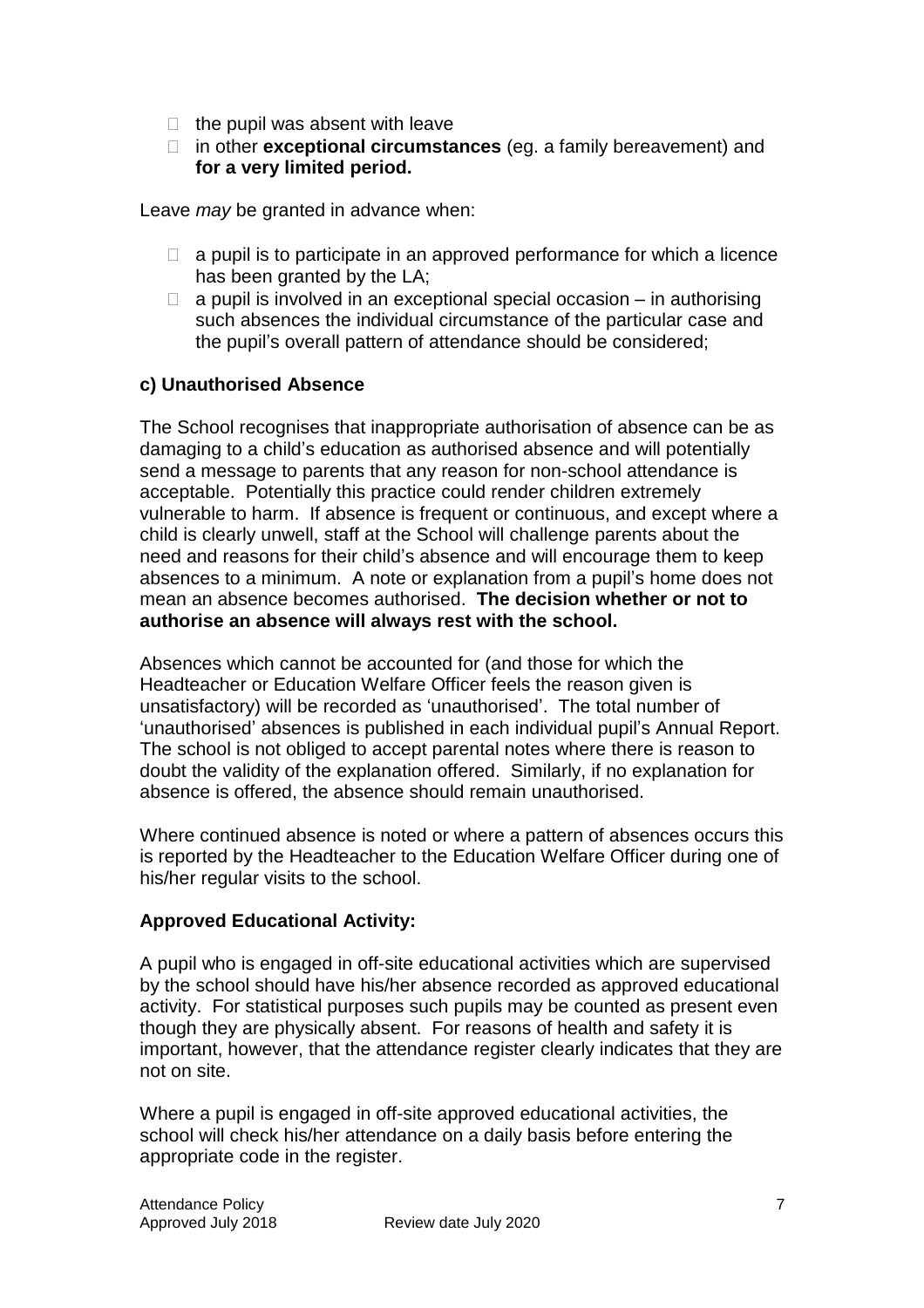- the pupil was absent with leave
- in other **exceptional circumstances** (eg. a family bereavement) and **for a very limited period.**

Leave *may* be granted in advance when:

- a pupil is to participate in an approved performance for which a licence has been granted by the LA;
- a pupil is involved in an exceptional special occasion – in authorising such absences the individual circumstance of the particular case and the pupil's overall pattern of attendance should be considered;

**c) Unauthorised Absence**

The School recognises that inappropriate authorisation of absence can be as damaging to a child's education as authorised absence and will potentially send a message to parents that any reason for non-school attendance is acceptable. Potentially this practice could render children extremely vulnerable to harm. If absence is frequent or continuous, and except where a child is clearly unwell, staff at the School will challenge parents about the need and reasons for their child's absence and will encourage them to keep absences to a minimum. A note or explanation from a pupil's home does not mean an absence becomes authorised. **The decision whether or not to authorise an absence will always rest with the school.**

Absences which cannot be accounted for (and those for which the Headteacher or Education Welfare Officer feels the reason given is unsatisfactory) will be recorded as 'unauthorised'. The total number of 'unauthorised' absences is published in each individual pupil's Annual Report. The school is not obliged to accept parental notes where there is reason to doubt the validity of the explanation offered. Similarly, if no explanation for absence is offered, the absence should remain unauthorised.

Where continued absence is noted or where a pattern of absences occurs this is reported by the Headteacher to the Education Welfare Officer during one of his/her regular visits to the school.

**Approved Educational Activity:**

A pupil who is engaged in off-site educational activities which are supervised by the school should have his/her absence recorded as approved educational activity. For statistical purposes such pupils may be counted as present even though they are physically absent. For reasons of health and safety it is important, however, that the attendance register clearly indicates that they are not on site.

Where a pupil is engaged in off-site approved educational activities, the school will check his/her attendance on a daily basis before entering the appropriate code in the register.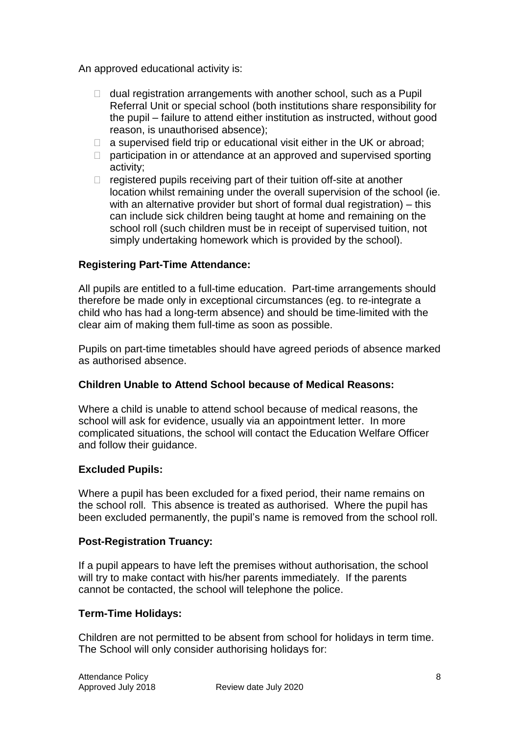An approved educational activity is:

- dual registration arrangements with another school, such as a Pupil Referral Unit or special school (both institutions share responsibility for the pupil – failure to attend either institution as instructed, without good reason, is unauthorised absence);
- a supervised field trip or educational visit either in the UK or abroad;
- participation in or attendance at an approved and supervised sporting activity;
- registered pupils receiving part of their tuition off-site at another location whilst remaining under the overall supervision of the school (ie. with an alternative provider but short of formal dual registration) – this can include sick children being taught at home and remaining on the school roll (such children must be in receipt of supervised tuition, not simply undertaking homework which is provided by the school).

**Registering Part-Time Attendance:**

All pupils are entitled to a full-time education. Part-time arrangements should therefore be made only in exceptional circumstances (eg. to re-integrate a child who has had a long-term absence) and should be time-limited with the clear aim of making them full-time as soon as possible.

Pupils on part-time timetables should have agreed periods of absence marked as authorised absence.

**Children Unable to Attend School because of Medical Reasons:**

Where a child is unable to attend school because of medical reasons, the school will ask for evidence, usually via an appointment letter. In more complicated situations, the school will contact the Education Welfare Officer and follow their guidance.

**Excluded Pupils:**

Where a pupil has been excluded for a fixed period, their name remains on the school roll. This absence is treated as authorised. Where the pupil has been excluded permanently, the pupil's name is removed from the school roll.

**Post-Registration Truancy:**

If a pupil appears to have left the premises without authorisation, the school will try to make contact with his/her parents immediately. If the parents cannot be contacted, the school will telephone the police.

**Term-Time Holidays:**

Children are not permitted to be absent from school for holidays in term time. The School will only consider authorising holidays for: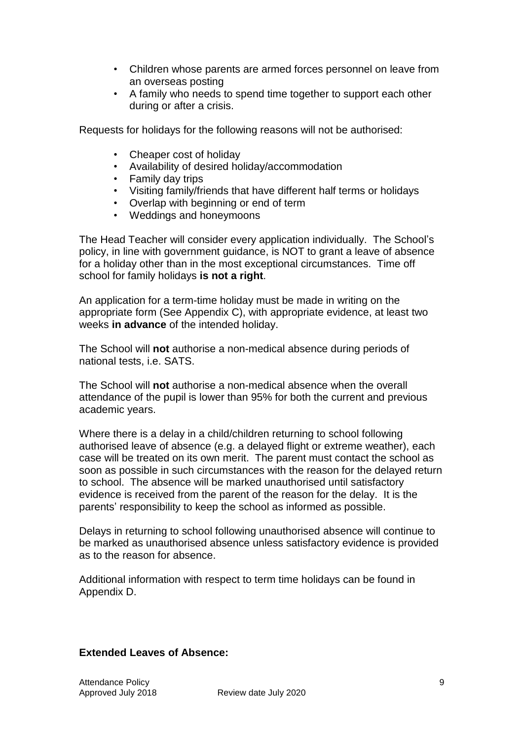- Children whose parents are armed forces personnel on leave from an overseas posting
- A family who needs to spend time together to support each other during or after a crisis.

Requests for holidays for the following reasons will not be authorised:

- Cheaper cost of holiday
- Availability of desired holiday/accommodation
- Family day trips
- Visiting family/friends that have different half terms or holidays
- Overlap with beginning or end of term
- Weddings and honeymoons

The Head Teacher will consider every application individually. The School's policy, in line with government guidance, is NOT to grant a leave of absence for a holiday other than in the most exceptional circumstances. Time off school for family holidays **is not a right**.

An application for a term-time holiday must be made in writing on the appropriate form (See Appendix C), with appropriate evidence, at least two weeks **in advance** of the intended holiday.

The School will **not** authorise a non-medical absence during periods of national tests, i.e. SATS.

The School will **not** authorise a non-medical absence when the overall attendance of the pupil is lower than 95% for both the current and previous academic years.

Where there is a delay in a child/children returning to school following authorised leave of absence (e.g. a delayed flight or extreme weather), each case will be treated on its own merit. The parent must contact the school as soon as possible in such circumstances with the reason for the delayed return to school. The absence will be marked unauthorised until satisfactory evidence is received from the parent of the reason for the delay. It is the parents' responsibility to keep the school as informed as possible.

Delays in returning to school following unauthorised absence will continue to be marked as unauthorised absence unless satisfactory evidence is provided as to the reason for absence.

Additional information with respect to term time holidays can be found in Appendix D.

**Extended Leaves of Absence:**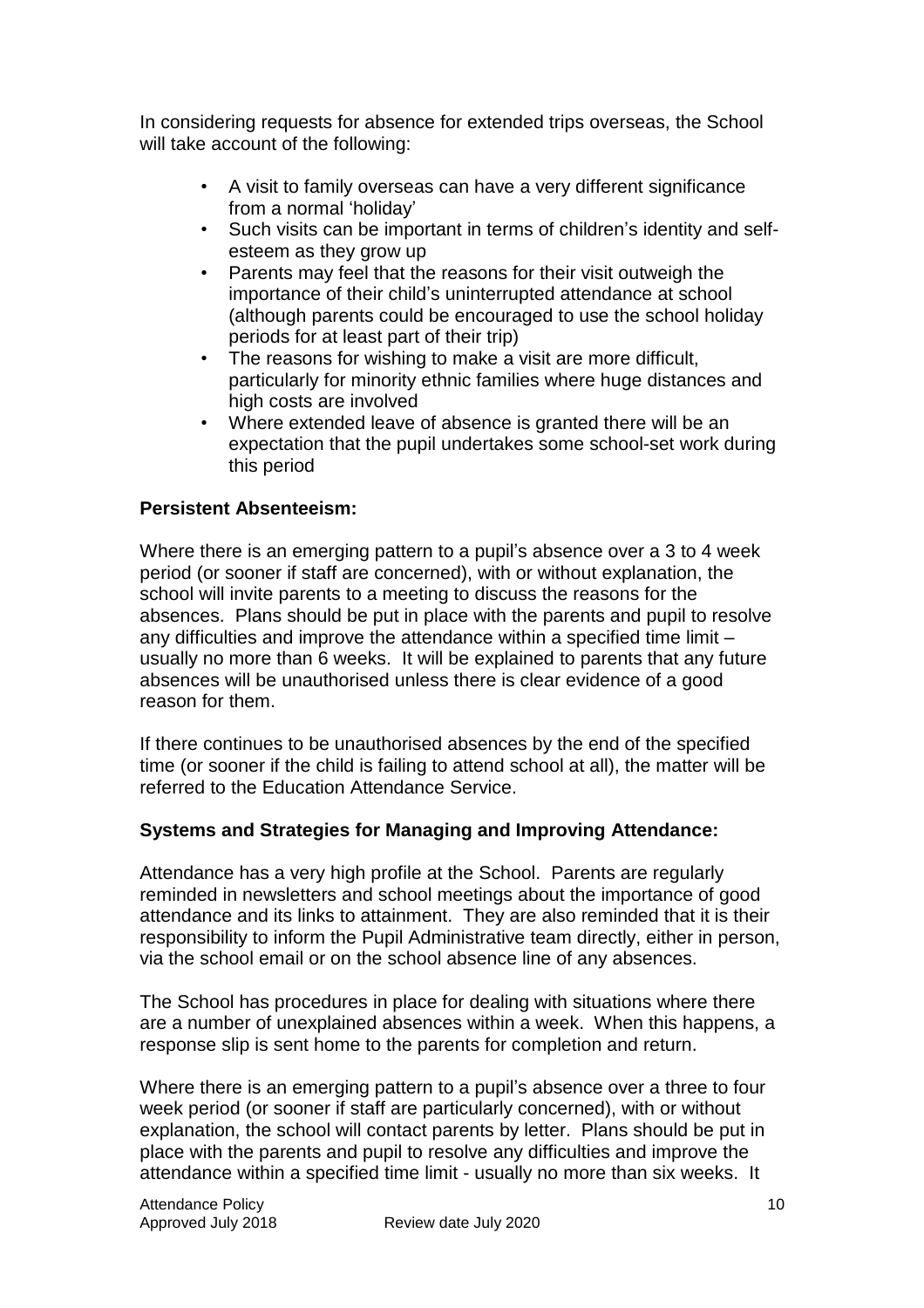In considering requests for absence for extended trips overseas, the School will take account of the following:

- A visit to family overseas can have a very different significance from a normal 'holiday'
- Such visits can be important in terms of children's identity and self-esteem as they grow up
- Parents may feel that the reasons for their visit outweigh the importance of their child's uninterrupted attendance at school (although parents could be encouraged to use the school holiday periods for at least part of their trip)
- The reasons for wishing to make a visit are more difficult, particularly for minority ethnic families where huge distances and high costs are involved
- Where extended leave of absence is granted there will be an expectation that the pupil undertakes some school-set work during this period

**Persistent Absenteeism:**

Where there is an emerging pattern to a pupil's absence over a 3 to 4 week period (or sooner if staff are concerned), with or without explanation, the school will invite parents to a meeting to discuss the reasons for the absences. Plans should be put in place with the parents and pupil to resolve any difficulties and improve the attendance within a specified time limit – usually no more than 6 weeks. It will be explained to parents that any future absences will be unauthorised unless there is clear evidence of a good reason for them.

If there continues to be unauthorised absences by the end of the specified time (or sooner if the child is failing to attend school at all), the matter will be referred to the Education Attendance Service.

**Systems and Strategies for Managing and Improving Attendance:**

Attendance has a very high profile at the School. Parents are regularly reminded in newsletters and school meetings about the importance of good attendance and its links to attainment. They are also reminded that it is their responsibility to inform the Pupil Administrative team directly, either in person, via the school email or on the school absence line of any absences.

The School has procedures in place for dealing with situations where there are a number of unexplained absences within a week. When this happens, a response slip is sent home to the parents for completion and return.

Where there is an emerging pattern to a pupil's absence over a three to four week period (or sooner if staff are particularly concerned), with or without explanation, the school will contact parents by letter. Plans should be put in place with the parents and pupil to resolve any difficulties and improve the attendance within a specified time limit - usually no more than six weeks. It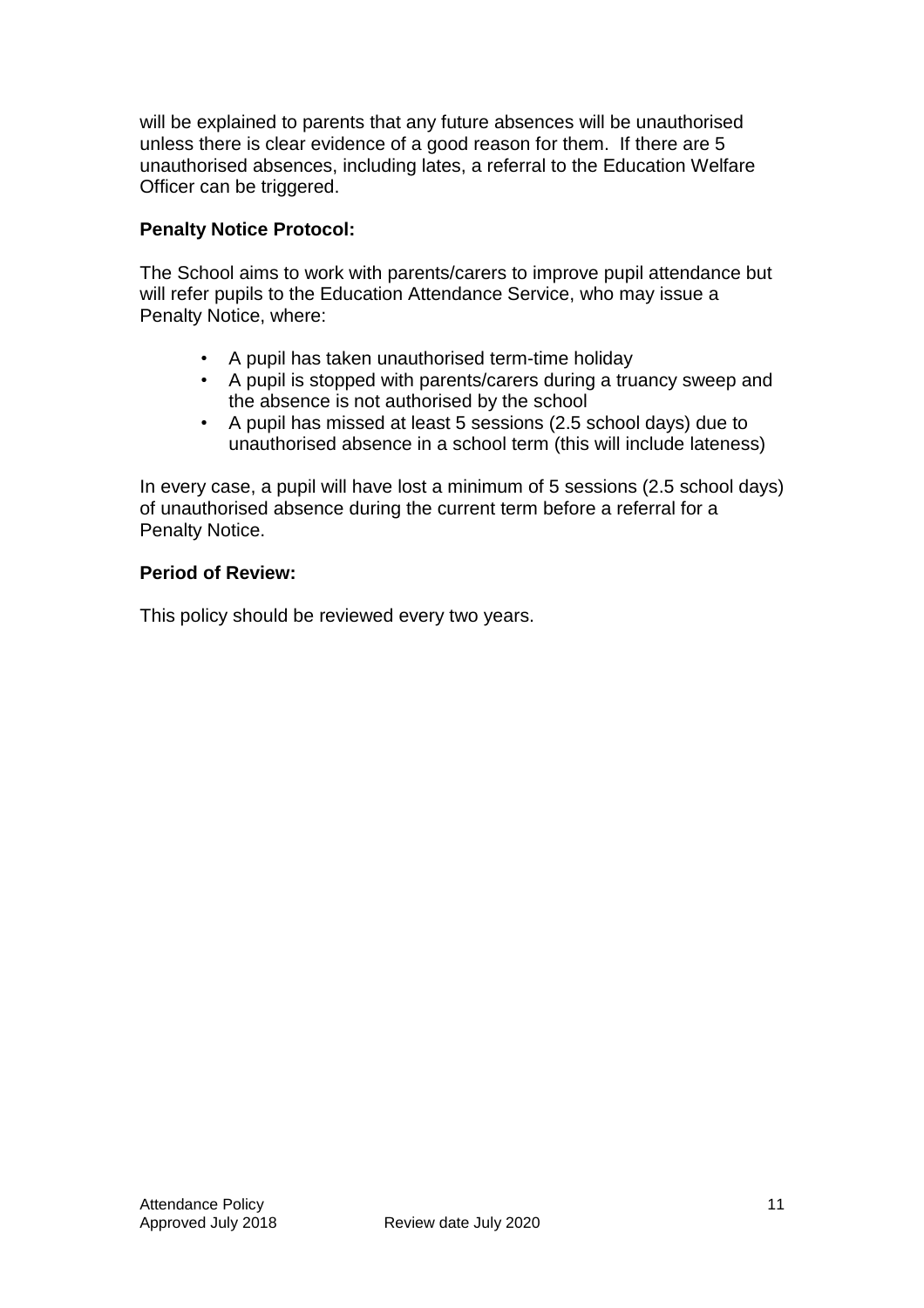will be explained to parents that any future absences will be unauthorised unless there is clear evidence of a good reason for them.  If there are 5 unauthorised absences, including lates, a referral to the Education Welfare Officer can be triggered.

**Penalty Notice Protocol:**

The School aims to work with parents/carers to improve pupil attendance but will refer pupils to the Education Attendance Service, who may issue a Penalty Notice, where:

- A pupil has taken unauthorised term-time holiday
- A pupil is stopped with parents/carers during a truancy sweep and the absence is not authorised by the school
- A pupil has missed at least 5 sessions (2.5 school days) due to unauthorised absence in a school term (this will include lateness)

In every case, a pupil will have lost a minimum of 5 sessions (2.5 school days) of unauthorised absence during the current term before a referral for a Penalty Notice.

**Period of Review:**

This policy should be reviewed every two years.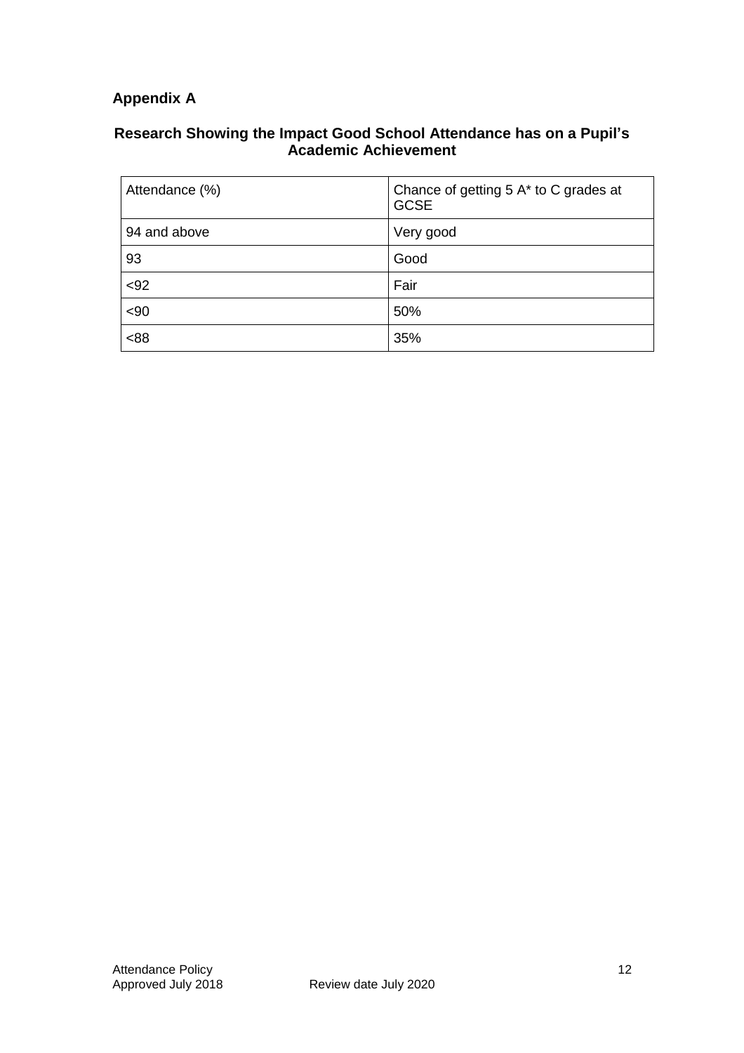## Appendix A

### Research Showing the Impact Good School Attendance has on a Pupil's Academic Achievement

| Attendance (%) | Chance of getting 5 A* to C grades at GCSE |
|---|---|
| 94 and above | Very good |
| 93 | Good |
| <92 | Fair |
| <90 | 50% |
| <88 | 35% |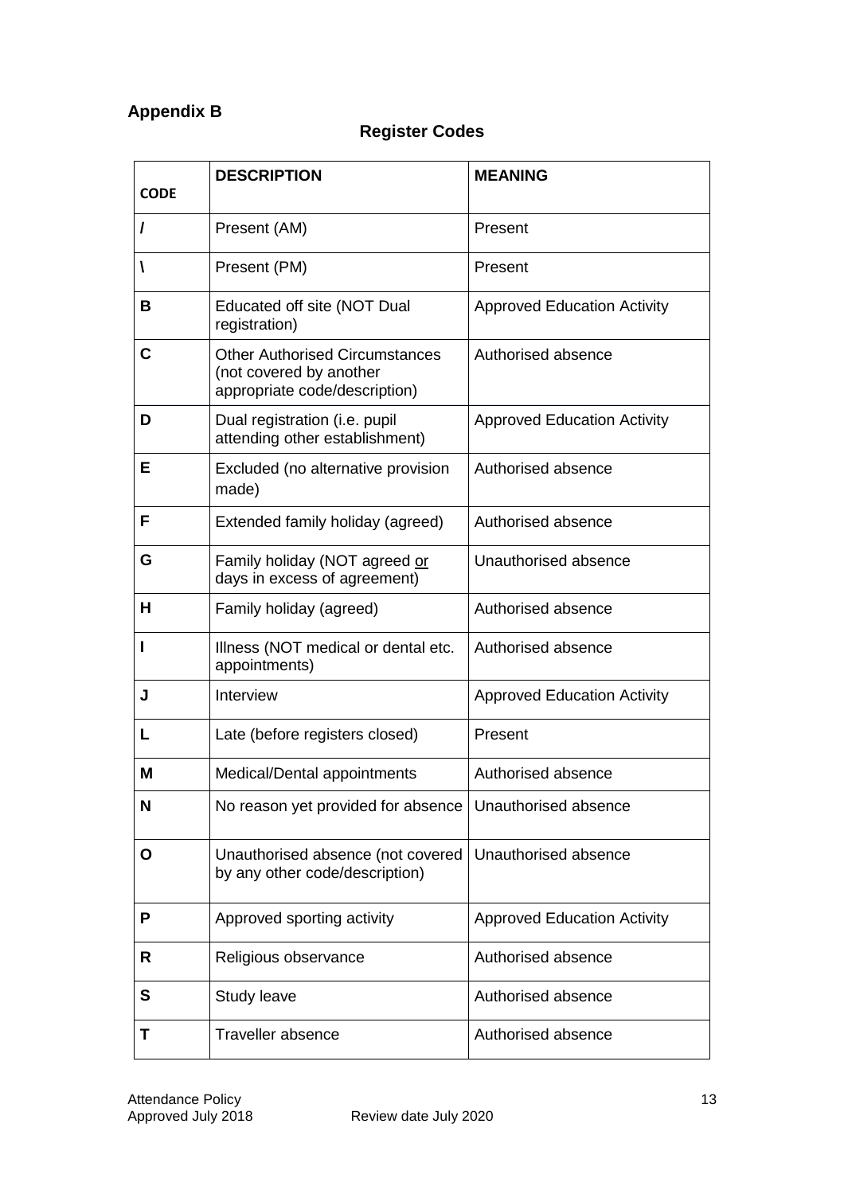## Appendix B

### Register Codes

| CODE | DESCRIPTION | MEANING |
|---|---|---|
| **/** | Present (AM) | Present |
| **\** | Present (PM) | Present |
| **B** | Educated off site (NOT Dual registration) | Approved Education Activity |
| **C** | Other Authorised Circumstances (not covered by another appropriate code/description) | Authorised absence |
| **D** | Dual registration (i.e. pupil attending other establishment) | Approved Education Activity |
| **E** | Excluded (no alternative provision made) | Authorised absence |
| **F** | Extended family holiday (agreed) | Authorised absence |
| **G** | Family holiday (NOT agreed or days in excess of agreement) | Unauthorised absence |
| **H** | Family holiday (agreed) | Authorised absence |
| **I** | Illness (NOT medical or dental etc. appointments) | Authorised absence |
| **J** | Interview | Approved Education Activity |
| **L** | Late (before registers closed) | Present |
| **M** | Medical/Dental appointments | Authorised absence |
| **N** | No reason yet provided for absence | Unauthorised absence |
| **O** | Unauthorised absence (not covered by any other code/description) | Unauthorised absence |
| **P** | Approved sporting activity | Approved Education Activity |
| **R** | Religious observance | Authorised absence |
| **S** | Study leave | Authorised absence |
| **T** | Traveller absence | Authorised absence |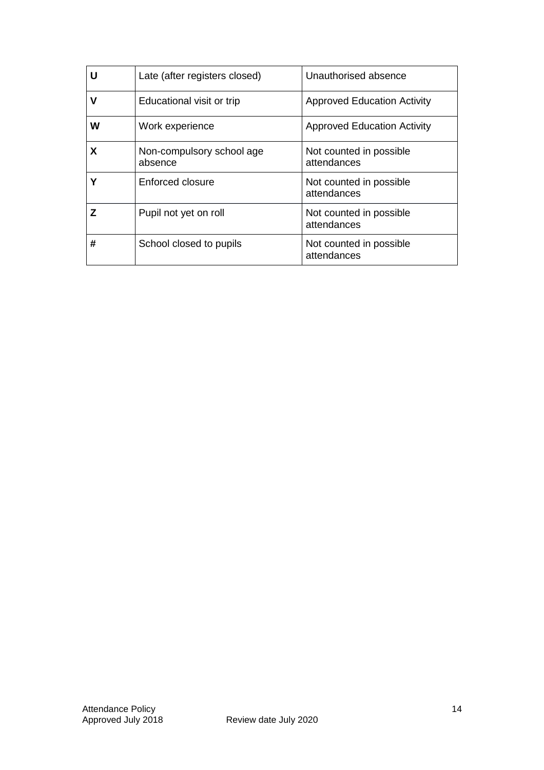| **U** | Late (after registers closed) | Unauthorised absence |
| --- | --- | --- |
| **V** | Educational visit or trip | Approved Education Activity |
| **W** | Work experience | Approved Education Activity |
| **X** | Non-compulsory school age absence | Not counted in possible attendances |
| **Y** | Enforced closure | Not counted in possible attendances |
| **Z** | Pupil not yet on roll | Not counted in possible attendances |
| **#** | School closed to pupils | Not counted in possible attendances |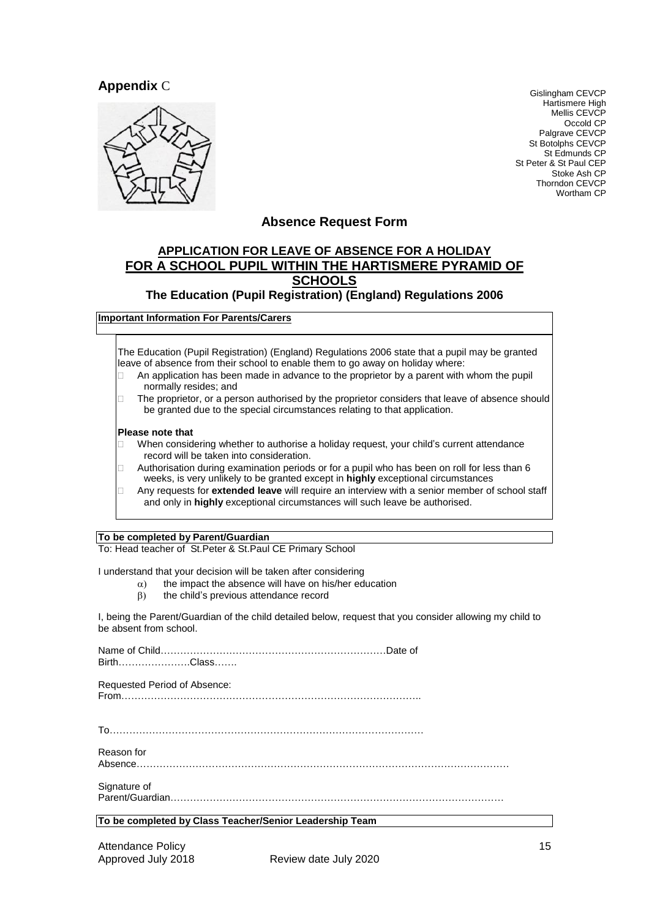**Appendix** C

Gislingham CEVCP
Hartismere High
Mellis CEVCP
Occold CP
Palgrave CEVCP
St Botolphs CEVCP
St Edmunds CP
St Peter & St Paul CEP
Stoke Ash CP
Thorndon CEVCP
Wortham CP

## Absence Request Form

### APPLICATION FOR LEAVE OF ABSENCE FOR A HOLIDAY FOR A SCHOOL PUPIL WITHIN THE HARTISMERE PYRAMID OF SCHOOLS

### The Education (Pupil Registration) (England) Regulations 2006

**Important Information For Parents/Carers**

The Education (Pupil Registration) (England) Regulations 2006 state that a pupil may be granted leave of absence from their school to enable them to go away on holiday where:

- An application has been made in advance to the proprietor by a parent with whom the pupil normally resides; and
- The proprietor, or a person authorised by the proprietor considers that leave of absence should be granted due to the special circumstances relating to that application.

**Please note that**

- When considering whether to authorise a holiday request, your child's current attendance record will be taken into consideration.
- Authorisation during examination periods or for a pupil who has been on roll for less than 6 weeks, is very unlikely to be granted except in **highly** exceptional circumstances
- Any requests for **extended leave** will require an interview with a senior member of school staff and only in **highly** exceptional circumstances will such leave be authorised.

**To be completed by Parent/Guardian**

To: Head teacher of St.Peter & St.Paul CE Primary School

I understand that your decision will be taken after considering

α) the impact the absence will have on his/her education
β) the child's previous attendance record

I, being the Parent/Guardian of the child detailed below, request that you consider allowing my child to be absent from school.

Name of Child……………………………………………………………Date of Birth…………………Class…….

Requested Period of Absence:
From……………………………………………………………………………..

To……………………………………………………………………………………

Reason for Absence……………………………………………………………………………………………………

Signature of Parent/Guardian………………………………………………………………………………………

**To be completed by Class Teacher/Senior Leadership Team**

Attendance Policy
Approved July 2018 Review date July 2020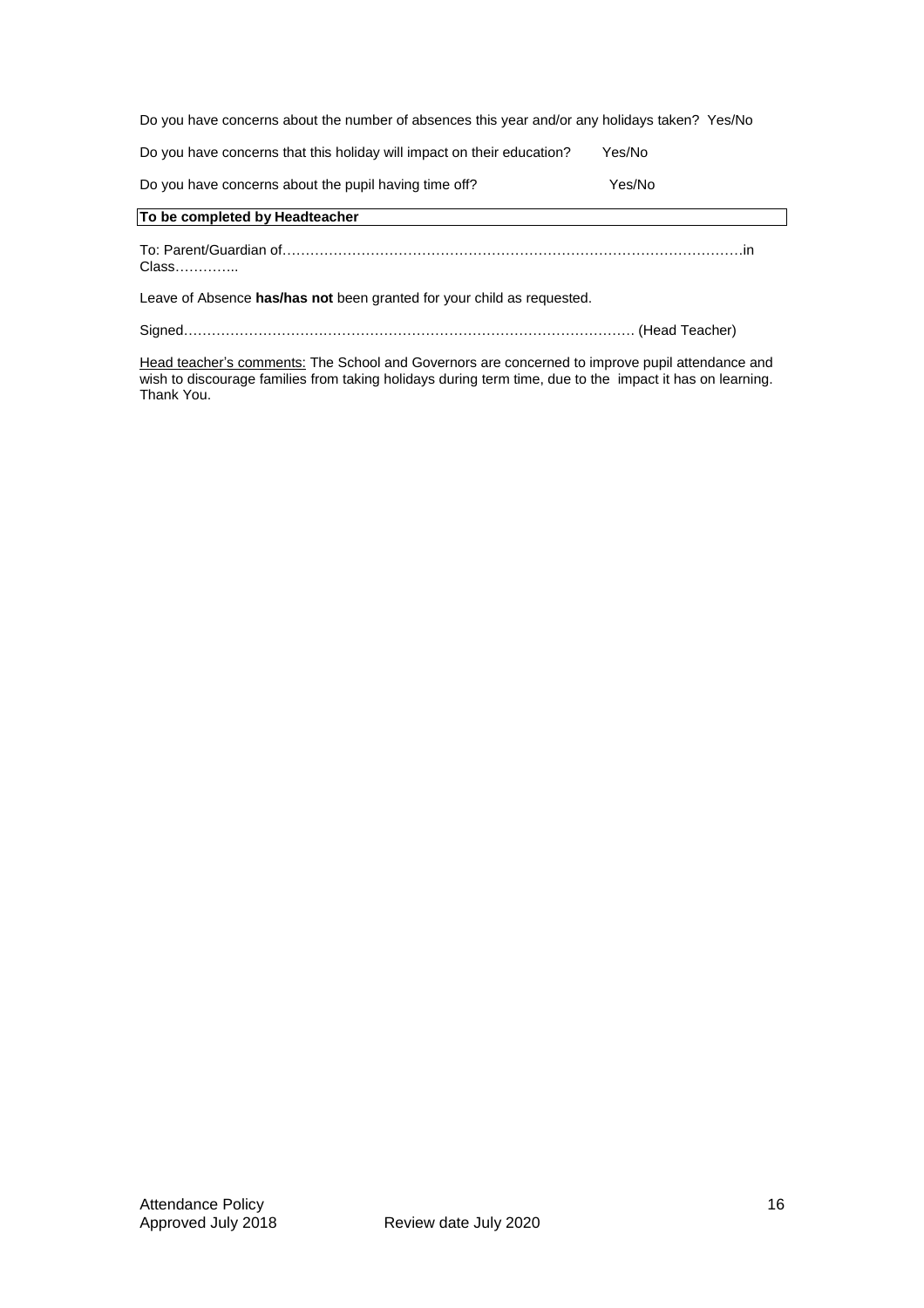Do you have concerns about the number of absences this year and/or any holidays taken? Yes/No

Do you have concerns that this holiday will impact on their education? Yes/No

Do you have concerns about the pupil having time off? Yes/No

**To be completed by Headteacher**

To: Parent/Guardian of………………………………………………………………………………………in Class…………..

Leave of Absence **has/has not** been granted for your child as requested.

Signed…………………………………………………………………………………… (Head Teacher)

Head teacher's comments: The School and Governors are concerned to improve pupil attendance and wish to discourage families from taking holidays during term time, due to the impact it has on learning. Thank You.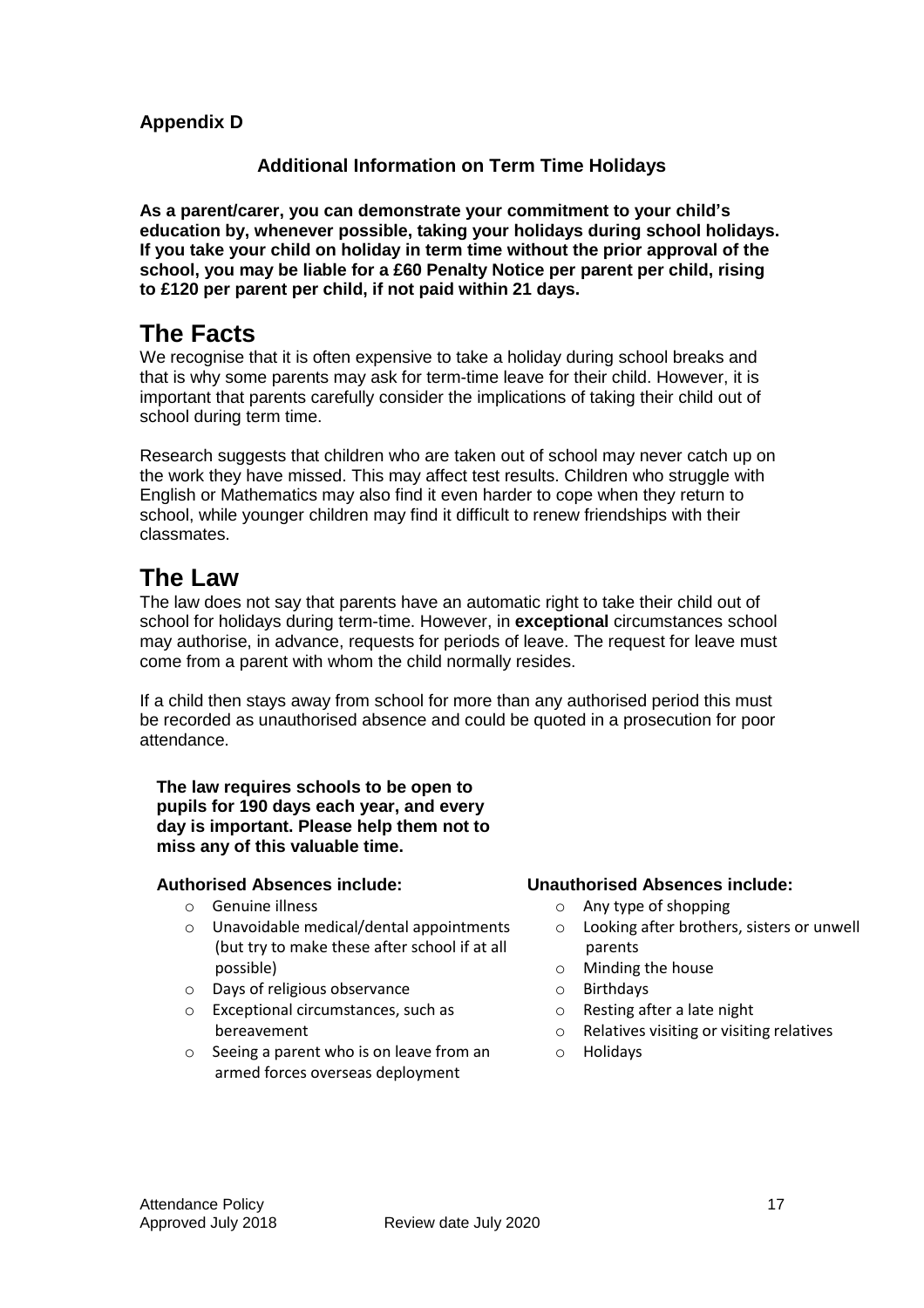## Appendix D

### Additional Information on Term Time Holidays

**As a parent/carer, you can demonstrate your commitment to your child's education by, whenever possible, taking your holidays during school holidays. If you take your child on holiday in term time without the prior approval of the school, you may be liable for a £60 Penalty Notice per parent per child, rising to £120 per parent per child, if not paid within 21 days.**

# The Facts

We recognise that it is often expensive to take a holiday during school breaks and that is why some parents may ask for term-time leave for their child. However, it is important that parents carefully consider the implications of taking their child out of school during term time.

Research suggests that children who are taken out of school may never catch up on the work they have missed. This may affect test results. Children who struggle with English or Mathematics may also find it even harder to cope when they return to school, while younger children may find it difficult to renew friendships with their classmates.

# The Law

The law does not say that parents have an automatic right to take their child out of school for holidays during term-time. However, in **exceptional** circumstances school may authorise, in advance, requests for periods of leave. The request for leave must come from a parent with whom the child normally resides.

If a child then stays away from school for more than any authorised period this must be recorded as unauthorised absence and could be quoted in a prosecution for poor attendance.

**The law requires schools to be open to pupils for 190 days each year, and every day is important. Please help them not to miss any of this valuable time.**

**Authorised Absences include:**

- Genuine illness
- Unavoidable medical/dental appointments (but try to make these after school if at all possible)
- Days of religious observance
- Exceptional circumstances, such as bereavement
- Seeing a parent who is on leave from an armed forces overseas deployment

**Unauthorised Absences include:**

- Any type of shopping
- Looking after brothers, sisters or unwell parents
- Minding the house
- Birthdays
- Resting after a late night
- Relatives visiting or visiting relatives
- Holidays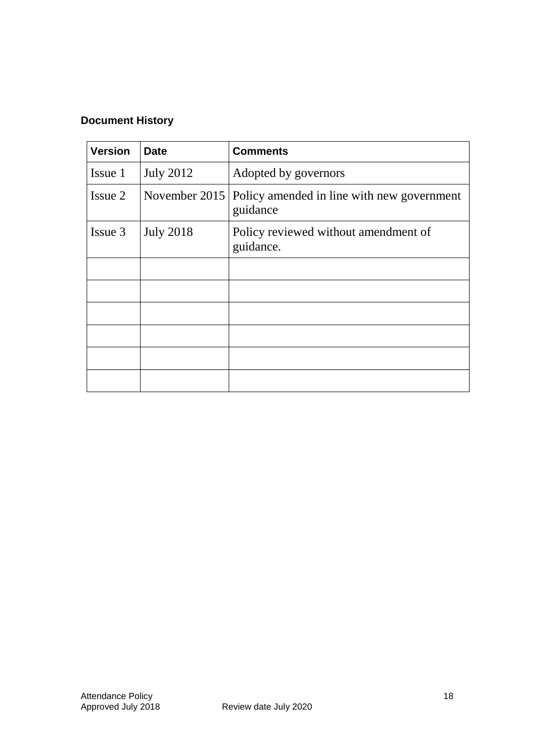**Document History**

| Version | Date | Comments |
|---|---|---|
| Issue 1 | July 2012 | Adopted by governors |
| Issue 2 | November 2015 | Policy amended in line with new government guidance |
| Issue 3 | July 2018 | Policy reviewed without amendment of guidance. |
| | | |
| | | |
| | | |
| | | |
| | | |
| | | |